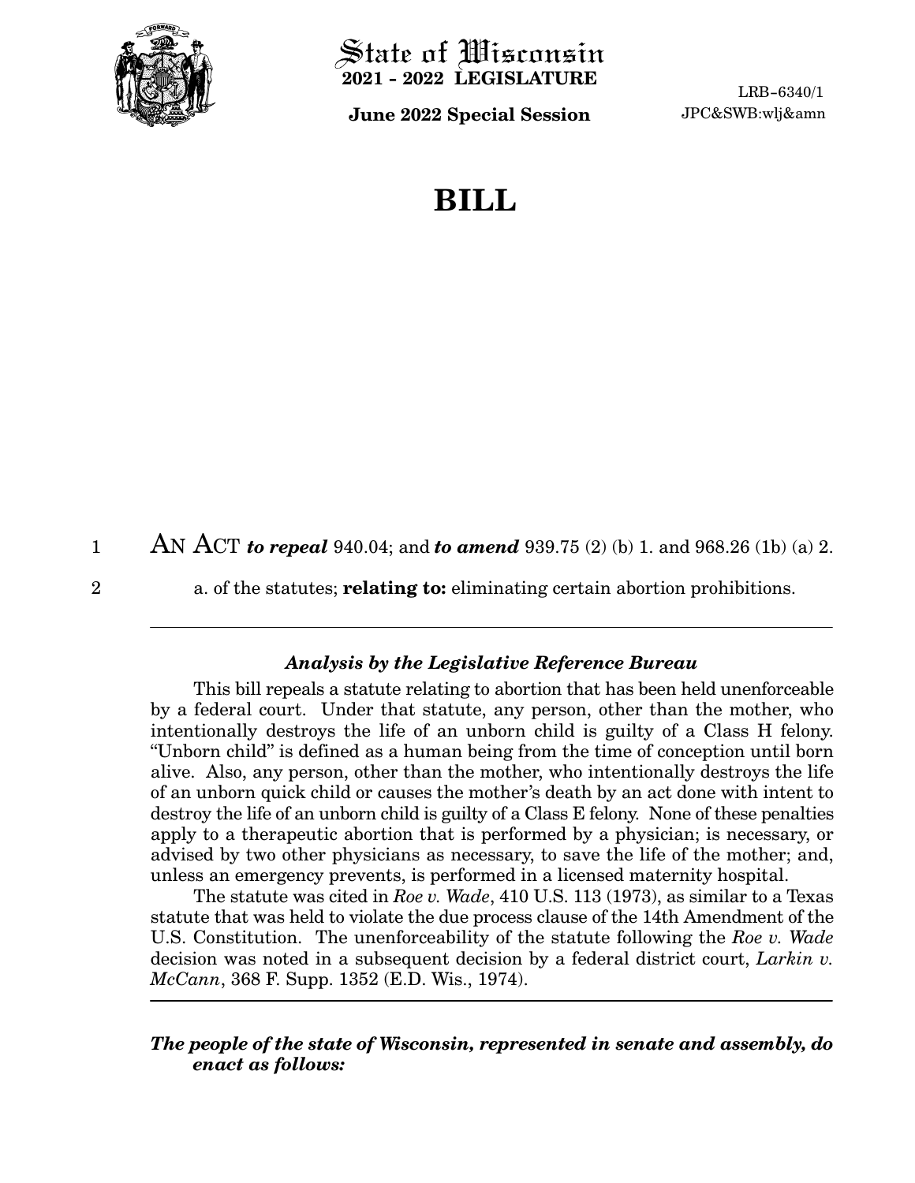# State of Wisconsin
**2021 - 2022 LEGISLATURE**

**June 2022 Special Session**

LRB-6340/1
JPC&SWB:wlj&amn

# BILL

AN ACT ***to repeal*** 940.04; and ***to amend*** 939.75 (2) (b) 1. and 968.26 (1b) (a) 2. a. of the statutes; **relating to:** eliminating certain abortion prohibitions.

---

### *Analysis by the Legislative Reference Bureau*

This bill repeals a statute relating to abortion that has been held unenforceable by a federal court. Under that statute, any person, other than the mother, who intentionally destroys the life of an unborn child is guilty of a Class H felony. "Unborn child" is defined as a human being from the time of conception until born alive. Also, any person, other than the mother, who intentionally destroys the life of an unborn quick child or causes the mother's death by an act done with intent to destroy the life of an unborn child is guilty of a Class E felony. None of these penalties apply to a therapeutic abortion that is performed by a physician; is necessary, or advised by two other physicians as necessary, to save the life of the mother; and, unless an emergency prevents, is performed in a licensed maternity hospital.

The statute was cited in *Roe v. Wade*, 410 U.S. 113 (1973), as similar to a Texas statute that was held to violate the due process clause of the 14th Amendment of the U.S. Constitution. The unenforceability of the statute following the *Roe v. Wade* decision was noted in a subsequent decision by a federal district court, *Larkin v. McCann*, 368 F. Supp. 1352 (E.D. Wis., 1974).

---

***The people of the state of Wisconsin, represented in senate and assembly, do enact as follows:***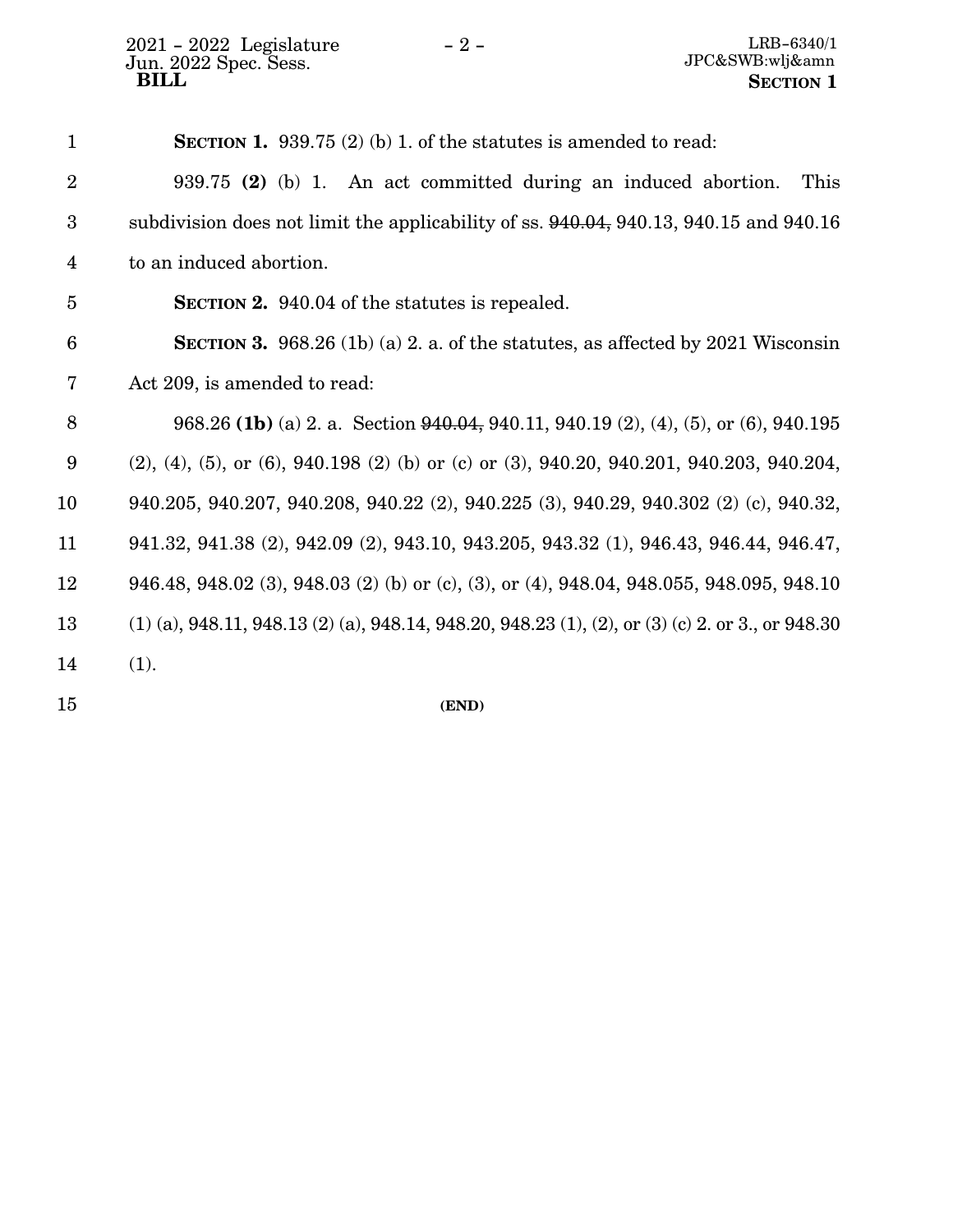**SECTION 1.** 939.75 (2) (b) 1. of the statutes is amended to read:

939.75 **(2)** (b) 1. An act committed during an induced abortion. This subdivision does not limit the applicability of ss. ~~940.04,~~ 940.13, 940.15 and 940.16 to an induced abortion.

**SECTION 2.** 940.04 of the statutes is repealed.

**SECTION 3.** 968.26 (1b) (a) 2. a. of the statutes, as affected by 2021 Wisconsin Act 209, is amended to read:

968.26 **(1b)** (a) 2. a. Section ~~940.04,~~ 940.11, 940.19 (2), (4), (5), or (6), 940.195 (2), (4), (5), or (6), 940.198 (2) (b) or (c) or (3), 940.20, 940.201, 940.203, 940.204, 940.205, 940.207, 940.208, 940.22 (2), 940.225 (3), 940.29, 940.302 (2) (c), 940.32, 941.32, 941.38 (2), 942.09 (2), 943.10, 943.205, 943.32 (1), 946.43, 946.44, 946.47, 946.48, 948.02 (3), 948.03 (2) (b) or (c), (3), or (4), 948.04, 948.055, 948.095, 948.10 (1) (a), 948.11, 948.13 (2) (a), 948.14, 948.20, 948.23 (1), (2), or (3) (c) 2. or 3., or 948.30 (1).

**(END)**